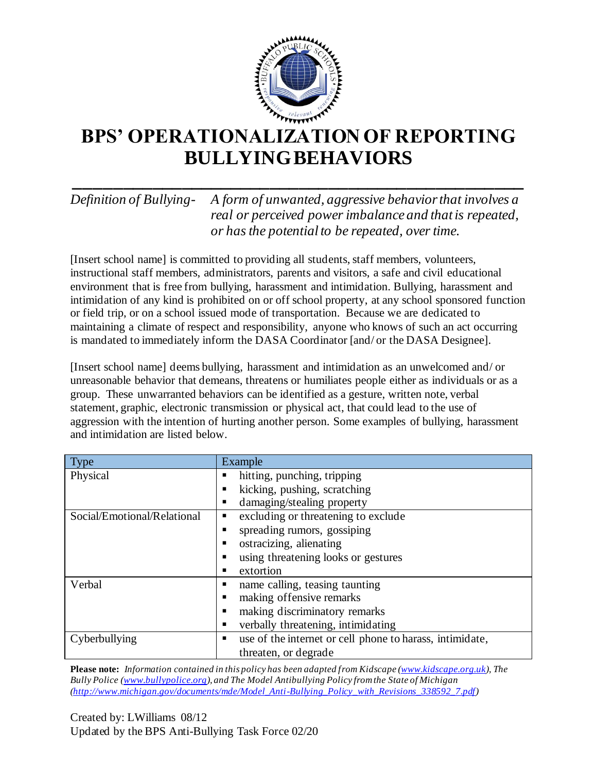# BPS' OPERATIONALIZATION OF REPORTING BULLYING BEHAVIORS

*Definition of Bullying-* *A form of unwanted, aggressive behavior that involves a real or perceived power imbalance and that is repeated, or has the potential to be repeated, over time.*

[Insert school name] is committed to providing all students, staff members, volunteers, instructional staff members, administrators, parents and visitors, a safe and civil educational environment that is free from bullying, harassment and intimidation. Bullying, harassment and intimidation of any kind is prohibited on or off school property, at any school sponsored function or field trip, or on a school issued mode of transportation. Because we are dedicated to maintaining a climate of respect and responsibility, anyone who knows of such an act occurring is mandated to immediately inform the DASA Coordinator [and/ or the DASA Designee].

[Insert school name] deems bullying, harassment and intimidation as an unwelcomed and/ or unreasonable behavior that demeans, threatens or humiliates people either as individuals or as a group. These unwarranted behaviors can be identified as a gesture, written note, verbal statement, graphic, electronic transmission or physical act, that could lead to the use of aggression with the intention of hurting another person. Some examples of bullying, harassment and intimidation are listed below.

| Type | Example |
|---|---|
| Physical | ▪ hitting, punching, tripping<br>▪ kicking, pushing, scratching<br>▪ damaging/stealing property |
| Social/Emotional/Relational | ▪ excluding or threatening to exclude<br>▪ spreading rumors, gossiping<br>▪ ostracizing, alienating<br>▪ using threatening looks or gestures<br>▪ extortion |
| Verbal | ▪ name calling, teasing taunting<br>▪ making offensive remarks<br>▪ making discriminatory remarks<br>▪ verbally threatening, intimidating |
| Cyberbullying | ▪ use of the internet or cell phone to harass, intimidate, threaten, or degrade |

**Please note:** *Information contained in this policy has been adapted from Kidscape (www.kidscape.org.uk), The Bully Police (www.bullypolice.org), and The Model Antibullying Policy from the State of Michigan (http://www.michigan.gov/documents/mde/Model_Anti-Bullying_Policy_with_Revisions_338592_7.pdf)*

Created by: LWilliams 08/12
Updated by the BPS Anti-Bullying Task Force 02/20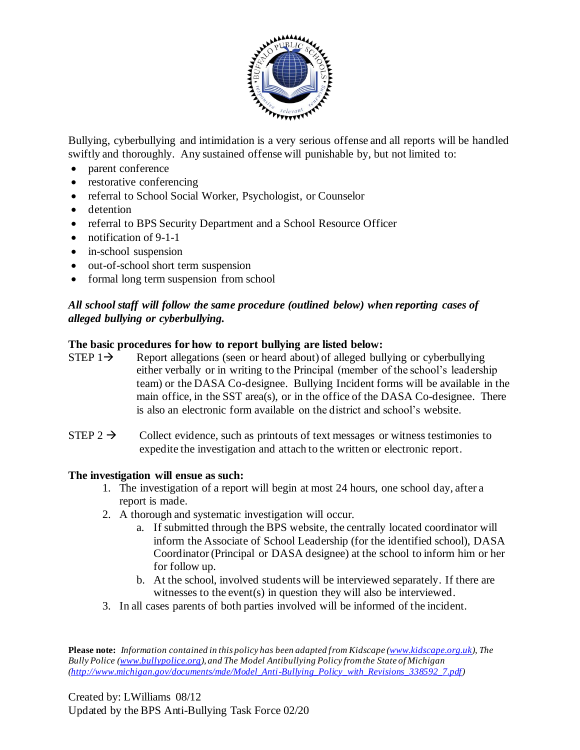Bullying, cyberbullying and intimidation is a very serious offense and all reports will be handled swiftly and thoroughly. Any sustained offense will punishable by, but not limited to:

- parent conference
- restorative conferencing
- referral to School Social Worker, Psychologist, or Counselor
- detention
- referral to BPS Security Department and a School Resource Officer
- notification of 9-1-1
- in-school suspension
- out-of-school short term suspension
- formal long term suspension from school

***All school staff will follow the same procedure (outlined below) when reporting cases of alleged bullying or cyberbullying.***

**The basic procedures for how to report bullying are listed below:**

STEP 1→ Report allegations (seen or heard about) of alleged bullying or cyberbullying either verbally or in writing to the Principal (member of the school's leadership team) or the DASA Co-designee. Bullying Incident forms will be available in the main office, in the SST area(s), or in the office of the DASA Co-designee. There is also an electronic form available on the district and school's website.

STEP 2 → Collect evidence, such as printouts of text messages or witness testimonies to expedite the investigation and attach to the written or electronic report.

**The investigation will ensue as such:**

1. The investigation of a report will begin at most 24 hours, one school day, after a report is made.
2. A thorough and systematic investigation will occur.
    a. If submitted through the BPS website, the centrally located coordinator will inform the Associate of School Leadership (for the identified school), DASA Coordinator (Principal or DASA designee) at the school to inform him or her for follow up.
    b. At the school, involved students will be interviewed separately. If there are witnesses to the event(s) in question they will also be interviewed.
3. In all cases parents of both parties involved will be informed of the incident.

**Please note:** *Information contained in this policy has been adapted from Kidscape (www.kidscape.org.uk), The Bully Police (www.bullypolice.org), and The Model Antibullying Policy from the State of Michigan (http://www.michigan.gov/documents/mde/Model_Anti-Bullying_Policy_with_Revisions_338592_7.pdf)*

Created by: LWilliams 08/12
Updated by the BPS Anti-Bullying Task Force 02/20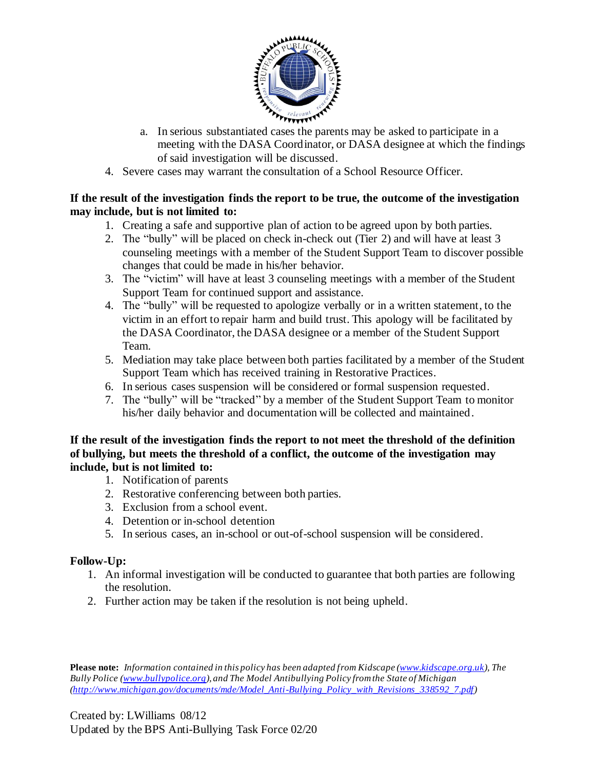a. In serious substantiated cases the parents may be asked to participate in a meeting with the DASA Coordinator, or DASA designee at which the findings of said investigation will be discussed.

4. Severe cases may warrant the consultation of a School Resource Officer.

**If the result of the investigation finds the report to be true, the outcome of the investigation may include, but is not limited to:**

1. Creating a safe and supportive plan of action to be agreed upon by both parties.
2. The “bully” will be placed on check in-check out (Tier 2) and will have at least 3 counseling meetings with a member of the Student Support Team to discover possible changes that could be made in his/her behavior.
3. The “victim” will have at least 3 counseling meetings with a member of the Student Support Team for continued support and assistance.
4. The “bully” will be requested to apologize verbally or in a written statement, to the victim in an effort to repair harm and build trust. This apology will be facilitated by the DASA Coordinator, the DASA designee or a member of the Student Support Team.
5. Mediation may take place between both parties facilitated by a member of the Student Support Team which has received training in Restorative Practices.
6. In serious cases suspension will be considered or formal suspension requested.
7. The “bully” will be “tracked” by a member of the Student Support Team to monitor his/her daily behavior and documentation will be collected and maintained.

**If the result of the investigation finds the report to not meet the threshold of the definition of bullying, but meets the threshold of a conflict, the outcome of the investigation may include, but is not limited to:**

1. Notification of parents
2. Restorative conferencing between both parties.
3. Exclusion from a school event.
4. Detention or in-school detention
5. In serious cases, an in-school or out-of-school suspension will be considered.

**Follow-Up:**

1. An informal investigation will be conducted to guarantee that both parties are following the resolution.
2. Further action may be taken if the resolution is not being upheld.

**Please note:** *Information contained in this policy has been adapted from Kidscape (www.kidscape.org.uk), The Bully Police (www.bullypolice.org), and The Model Antibullying Policy from the State of Michigan (http://www.michigan.gov/documents/mde/Model_Anti-Bullying_Policy_with_Revisions_338592_7.pdf)*

Created by: LWilliams 08/12
Updated by the BPS Anti-Bullying Task Force 02/20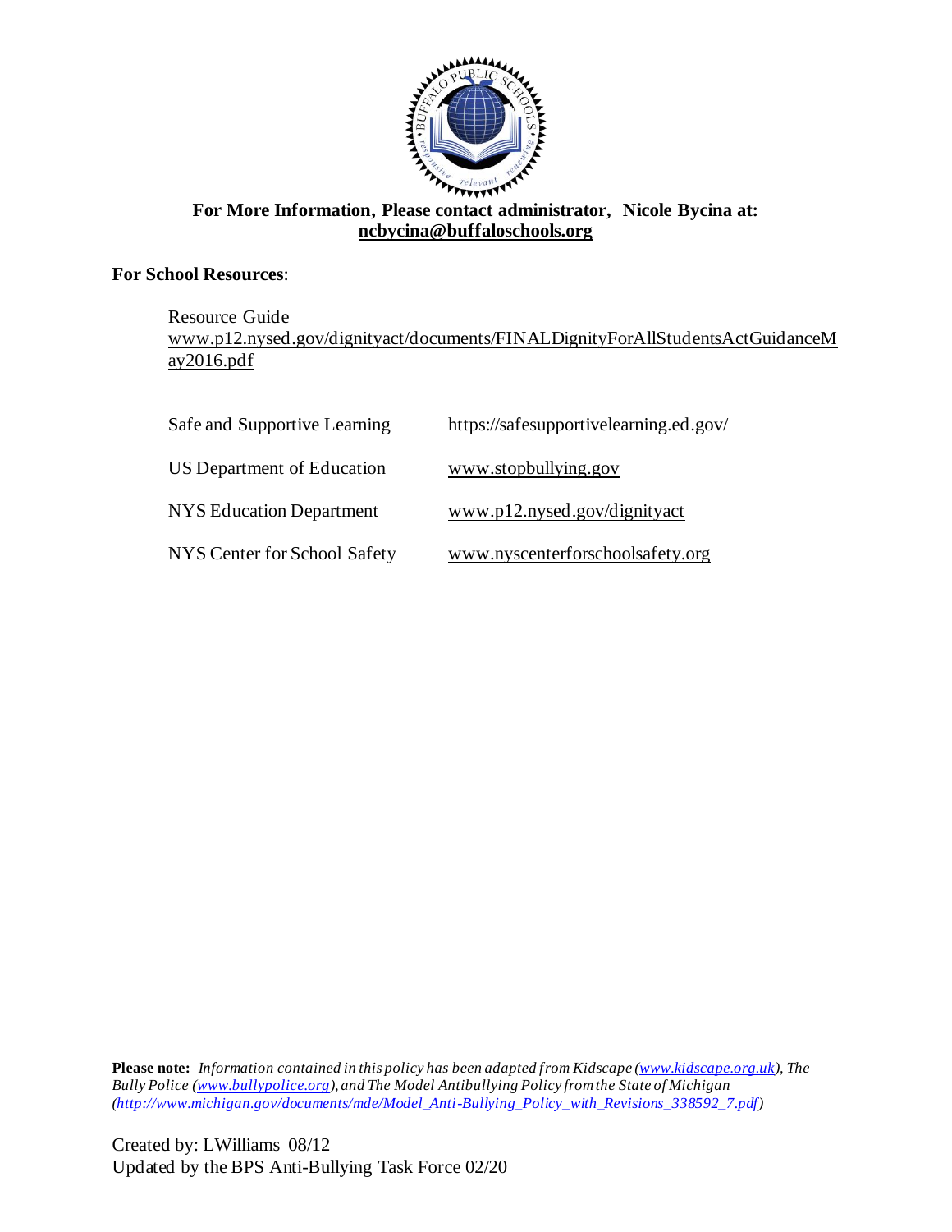**For More Information, Please contact administrator, Nicole Bycina at: ncbycina@buffaloschools.org**

**For School Resources**:

Resource Guide
www.p12.nysed.gov/dignityact/documents/FINALDignityForAllStudentsActGuidanceMay2016.pdf

| | |
|---|---|
| Safe and Supportive Learning | https://safesupportivelearning.ed.gov/ |
| US Department of Education | www.stopbullying.gov |
| NYS Education Department | www.p12.nysed.gov/dignityact |
| NYS Center for School Safety | www.nyscenterforschoolsafety.org |

**Please note:** *Information contained in this policy has been adapted from Kidscape (www.kidscape.org.uk), The Bully Police (www.bullypolice.org), and The Model Antibullying Policy from the State of Michigan (http://www.michigan.gov/documents/mde/Model_Anti-Bullying_Policy_with_Revisions_338592_7.pdf)*

Created by: LWilliams 08/12
Updated by the BPS Anti-Bullying Task Force 02/20